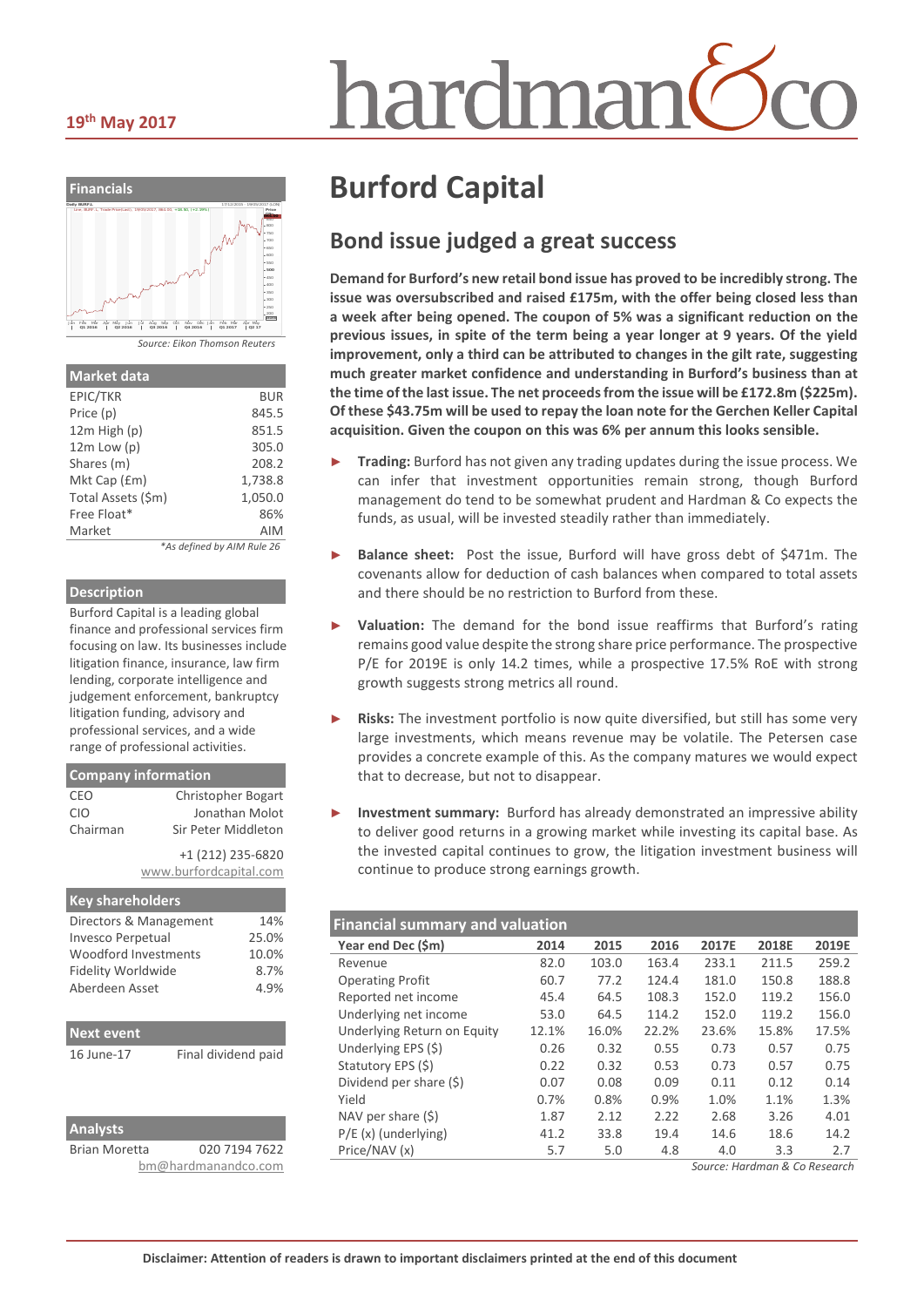19th May 2017

# Burford Capital

## Bond issue judged a great success

**Demand for Burford's new retail bond issue has proved to be incredibly strong. The issue was oversubscribed and raised £175m, with the offer being closed less than a week after being opened. The coupon of 5% was a significant reduction on the previous issues, in spite of the term being a year longer at 9 years. Of the yield improvement, only a third can be attributed to changes in the gilt rate, suggesting much greater market confidence and understanding in Burford's business than at the time of the last issue. The net proceeds from the issue will be £172.8m ($225m). Of these $43.75m will be used to repay the loan note for the Gerchen Keller Capital acquisition. Given the coupon on this was 6% per annum this looks sensible.**

- **Trading:** Burford has not given any trading updates during the issue process. We can infer that investment opportunities remain strong, though Burford management do tend to be somewhat prudent and Hardman & Co expects the funds, as usual, will be invested steadily rather than immediately.
- **Balance sheet:** Post the issue, Burford will have gross debt of $471m. The covenants allow for deduction of cash balances when compared to total assets and there should be no restriction to Burford from these.
- **Valuation:** The demand for the bond issue reaffirms that Burford's rating remains good value despite the strong share price performance. The prospective P/E for 2019E is only 14.2 times, while a prospective 17.5% RoE with strong growth suggests strong metrics all round.
- **Risks:** The investment portfolio is now quite diversified, but still has some very large investments, which means revenue may be volatile. The Petersen case provides a concrete example of this. As the company matures we would expect that to decrease, but not to disappear.
- **Investment summary:** Burford has already demonstrated an impressive ability to deliver good returns in a growing market while investing its capital base. As the invested capital continues to grow, the litigation investment business will continue to produce strong earnings growth.

### Financial summary and valuation

| Year end Dec ($m) | 2014 | 2015 | 2016 | 2017E | 2018E | 2019E |
|---|---|---|---|---|---|---|
| Revenue | 82.0 | 103.0 | 163.4 | 233.1 | 211.5 | 259.2 |
| Operating Profit | 60.7 | 77.2 | 124.4 | 181.0 | 150.8 | 188.8 |
| Reported net income | 45.4 | 64.5 | 108.3 | 152.0 | 119.2 | 156.0 |
| Underlying net income | 53.0 | 64.5 | 114.2 | 152.0 | 119.2 | 156.0 |
| Underlying Return on Equity | 12.1% | 16.0% | 22.2% | 23.6% | 15.8% | 17.5% |
| Underlying EPS ($) | 0.26 | 0.32 | 0.55 | 0.73 | 0.57 | 0.75 |
| Statutory EPS ($) | 0.22 | 0.32 | 0.53 | 0.73 | 0.57 | 0.75 |
| Dividend per share ($) | 0.07 | 0.08 | 0.09 | 0.11 | 0.12 | 0.14 |
| Yield | 0.7% | 0.8% | 0.9% | 1.0% | 1.1% | 1.3% |
| NAV per share ($) | 1.87 | 2.12 | 2.22 | 2.68 | 3.26 | 4.01 |
| P/E (x) (underlying) | 41.2 | 33.8 | 19.4 | 14.6 | 18.6 | 14.2 |
| Price/NAV (x) | 5.7 | 5.0 | 4.8 | 4.0 | 3.3 | 2.7 |

*Source: Hardman & Co Research*

### Financials

*Source: Eikon Thomson Reuters*

### Market data

| | |
|---|---|
| EPIC/TKR | BUR |
| Price (p) | 845.5 |
| 12m High (p) | 851.5 |
| 12m Low (p) | 305.0 |
| Shares (m) | 208.2 |
| Mkt Cap (£m) | 1,738.8 |
| Total Assets ($m) | 1,050.0 |
| Free Float* | 86% |
| Market | AIM |

*As defined by AIM Rule 26

### Description

Burford Capital is a leading global finance and professional services firm focusing on law. Its businesses include litigation finance, insurance, law firm lending, corporate intelligence and judgement enforcement, bankruptcy litigation funding, advisory and professional services, and a wide range of professional activities.

### Company information

| | |
|---|---|
| CEO | Christopher Bogart |
| CIO | Jonathan Molot |
| Chairman | Sir Peter Middleton |

+1 (212) 235-6820
www.burfordcapital.com

### Key shareholders

| | |
|---|---|
| Directors & Management | 14% |
| Invesco Perpetual | 25.0% |
| Woodford Investments | 10.0% |
| Fidelity Worldwide | 8.7% |
| Aberdeen Asset | 4.9% |

### Next event

| | |
|---|---|
| 16 June-17 | Final dividend paid |

### Analysts

| | |
|---|---|
| Brian Moretta | 020 7194 7622 |

bm@hardmanandco.com

**Disclaimer: Attention of readers is drawn to important disclaimers printed at the end of this document**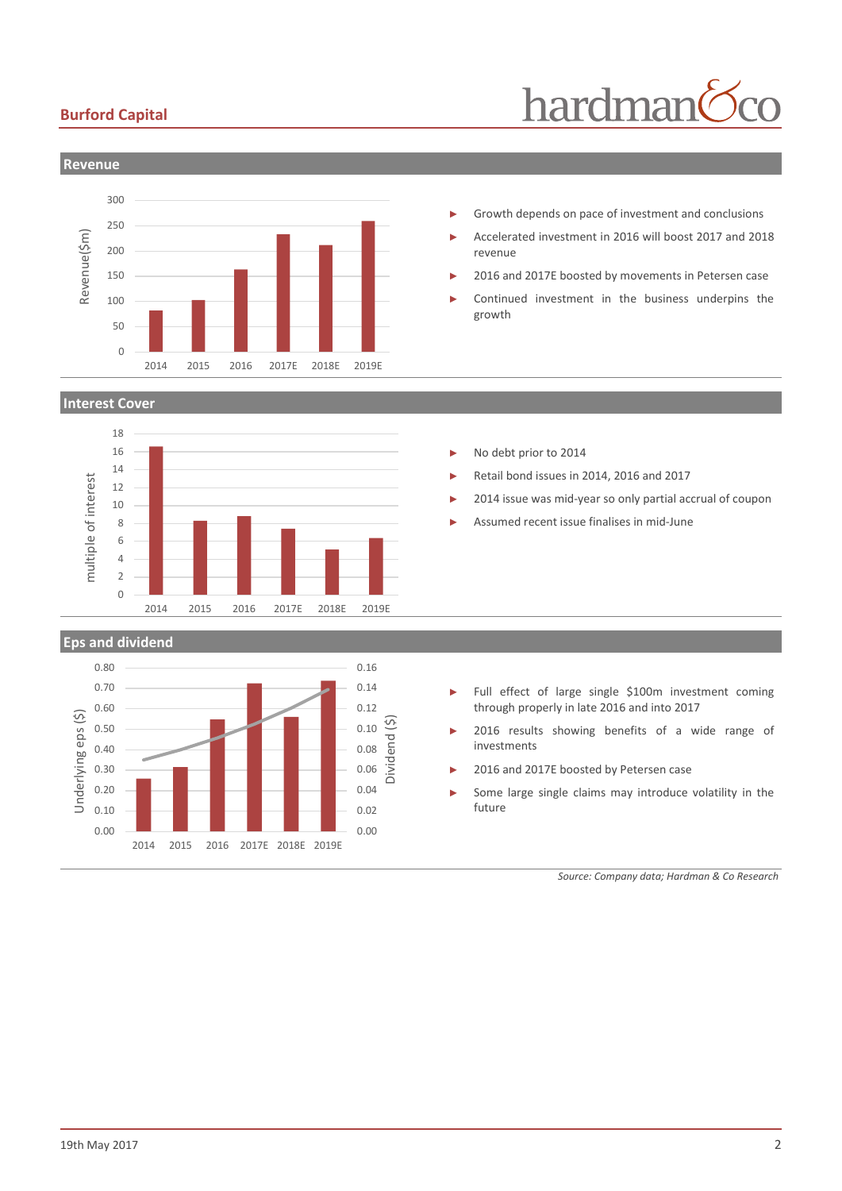## Revenue

- Growth depends on pace of investment and conclusions
- Accelerated investment in 2016 will boost 2017 and 2018 revenue
- 2016 and 2017E boosted by movements in Petersen case
- Continued investment in the business underpins the growth

## Interest Cover

- No debt prior to 2014
- Retail bond issues in 2014, 2016 and 2017
- 2014 issue was mid-year so only partial accrual of coupon
- Assumed recent issue finalises in mid-June

## Eps and dividend

- Full effect of large single $100m investment coming through properly in late 2016 and into 2017
- 2016 results showing benefits of a wide range of investments
- 2016 and 2017E boosted by Petersen case
- Some large single claims may introduce volatility in the future

*Source: Company data; Hardman & Co Research*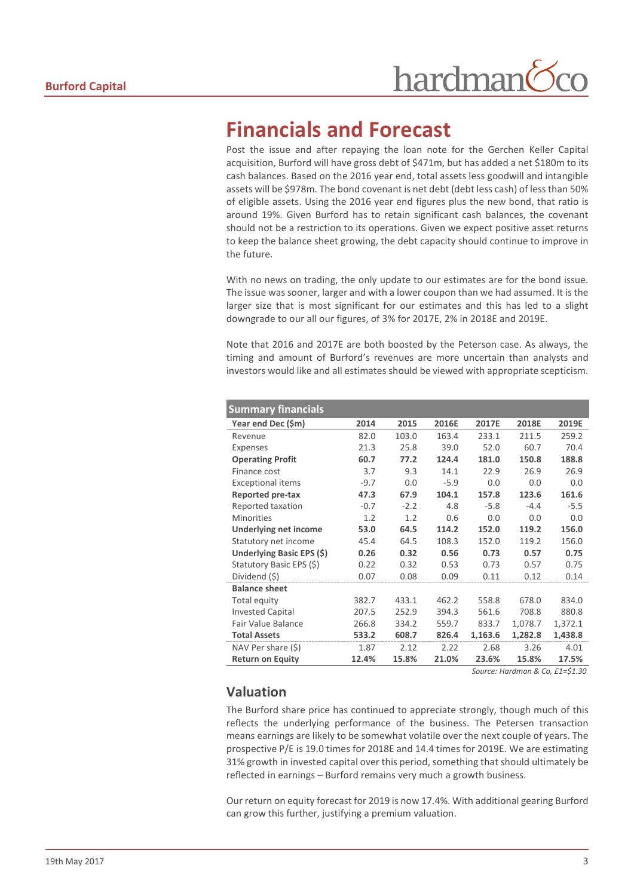# Financials and Forecast

Post the issue and after repaying the loan note for the Gerchen Keller Capital acquisition, Burford will have gross debt of $471m, but has added a net $180m to its cash balances. Based on the 2016 year end, total assets less goodwill and intangible assets will be $978m. The bond covenant is net debt (debt less cash) of less than 50% of eligible assets. Using the 2016 year end figures plus the new bond, that ratio is around 19%. Given Burford has to retain significant cash balances, the covenant should not be a restriction to its operations. Given we expect positive asset returns to keep the balance sheet growing, the debt capacity should continue to improve in the future.

With no news on trading, the only update to our estimates are for the bond issue. The issue was sooner, larger and with a lower coupon than we had assumed. It is the larger size that is most significant for our estimates and this has led to a slight downgrade to our all our figures, of 3% for 2017E, 2% in 2018E and 2019E.

Note that 2016 and 2017E are both boosted by the Peterson case. As always, the timing and amount of Burford's revenues are more uncertain than analysts and investors would like and all estimates should be viewed with appropriate scepticism.

| Summary financials | | | | | | |
|---|---|---|---|---|---|---|
| **Year end Dec ($m)** | **2014** | **2015** | **2016E** | **2017E** | **2018E** | **2019E** |
| Revenue | 82.0 | 103.0 | 163.4 | 233.1 | 211.5 | 259.2 |
| Expenses | 21.3 | 25.8 | 39.0 | 52.0 | 60.7 | 70.4 |
| **Operating Profit** | **60.7** | **77.2** | **124.4** | **181.0** | **150.8** | **188.8** |
| Finance cost | 3.7 | 9.3 | 14.1 | 22.9 | 26.9 | 26.9 |
| Exceptional items | -9.7 | 0.0 | -5.9 | 0.0 | 0.0 | 0.0 |
| **Reported pre-tax** | **47.3** | **67.9** | **104.1** | **157.8** | **123.6** | **161.6** |
| Reported taxation | -0.7 | -2.2 | 4.8 | -5.8 | -4.4 | -5.5 |
| Minorities | 1.2 | 1.2 | 0.6 | 0.0 | 0.0 | 0.0 |
| **Underlying net income** | **53.0** | **64.5** | **114.2** | **152.0** | **119.2** | **156.0** |
| Statutory net income | 45.4 | 64.5 | 108.3 | 152.0 | 119.2 | 156.0 |
| **Underlying Basic EPS ($)** | **0.26** | **0.32** | **0.56** | **0.73** | **0.57** | **0.75** |
| Statutory Basic EPS ($) | 0.22 | 0.32 | 0.53 | 0.73 | 0.57 | 0.75 |
| Dividend ($) | 0.07 | 0.08 | 0.09 | 0.11 | 0.12 | 0.14 |
| **Balance sheet** | | | | | | |
| Total equity | 382.7 | 433.1 | 462.2 | 558.8 | 678.0 | 834.0 |
| Invested Capital | 207.5 | 252.9 | 394.3 | 561.6 | 708.8 | 880.8 |
| Fair Value Balance | 266.8 | 334.2 | 559.7 | 833.7 | 1,078.7 | 1,372.1 |
| **Total Assets** | **533.2** | **608.7** | **826.4** | **1,163.6** | **1,282.8** | **1,438.8** |
| NAV Per share ($) | 1.87 | 2.12 | 2.22 | 2.68 | 3.26 | 4.01 |
| **Return on Equity** | **12.4%** | **15.8%** | **21.0%** | **23.6%** | **15.8%** | **17.5%** |

*Source: Hardman & Co, £1=$1.30*

## Valuation

The Burford share price has continued to appreciate strongly, though much of this reflects the underlying performance of the business. The Petersen transaction means earnings are likely to be somewhat volatile over the next couple of years. The prospective P/E is 19.0 times for 2018E and 14.4 times for 2019E. We are estimating 31% growth in invested capital over this period, something that should ultimately be reflected in earnings – Burford remains very much a growth business.

Our return on equity forecast for 2019 is now 17.4%. With additional gearing Burford can grow this further, justifying a premium valuation.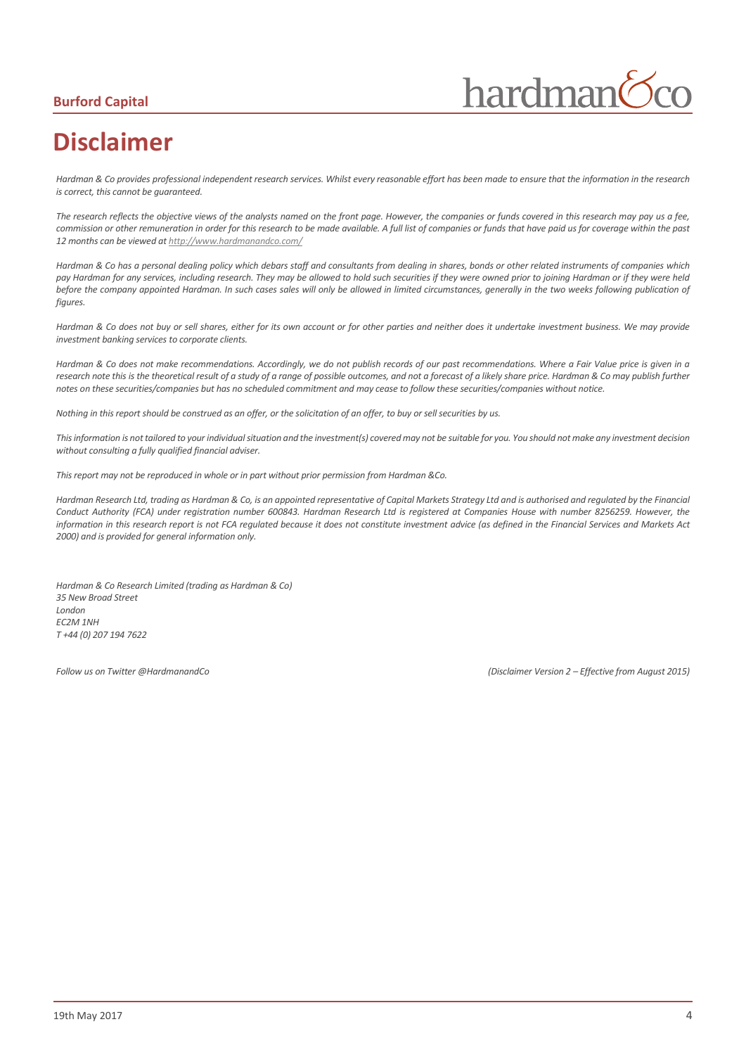# Disclaimer

*Hardman & Co provides professional independent research services. Whilst every reasonable effort has been made to ensure that the information in the research is correct, this cannot be guaranteed.*

*The research reflects the objective views of the analysts named on the front page. However, the companies or funds covered in this research may pay us a fee, commission or other remuneration in order for this research to be made available. A full list of companies or funds that have paid us for coverage within the past 12 months can be viewed at http://www.hardmanandco.com/*

*Hardman & Co has a personal dealing policy which debars staff and consultants from dealing in shares, bonds or other related instruments of companies which pay Hardman for any services, including research. They may be allowed to hold such securities if they were owned prior to joining Hardman or if they were held before the company appointed Hardman. In such cases sales will only be allowed in limited circumstances, generally in the two weeks following publication of figures.*

*Hardman & Co does not buy or sell shares, either for its own account or for other parties and neither does it undertake investment business. We may provide investment banking services to corporate clients.*

*Hardman & Co does not make recommendations. Accordingly, we do not publish records of our past recommendations. Where a Fair Value price is given in a research note this is the theoretical result of a study of a range of possible outcomes, and not a forecast of a likely share price. Hardman & Co may publish further notes on these securities/companies but has no scheduled commitment and may cease to follow these securities/companies without notice.*

*Nothing in this report should be construed as an offer, or the solicitation of an offer, to buy or sell securities by us.*

*This information is not tailored to your individual situation and the investment(s) covered may not be suitable for you. You should not make any investment decision without consulting a fully qualified financial adviser.*

*This report may not be reproduced in whole or in part without prior permission from Hardman &Co.*

*Hardman Research Ltd, trading as Hardman & Co, is an appointed representative of Capital Markets Strategy Ltd and is authorised and regulated by the Financial Conduct Authority (FCA) under registration number 600843. Hardman Research Ltd is registered at Companies House with number 8256259. However, the information in this research report is not FCA regulated because it does not constitute investment advice (as defined in the Financial Services and Markets Act 2000) and is provided for general information only.*

*Hardman & Co Research Limited (trading as Hardman & Co)*
*35 New Broad Street*
*London*
*EC2M 1NH*
*T +44 (0) 207 194 7622*

*Follow us on Twitter @HardmanandCo*

*(Disclaimer Version 2 – Effective from August 2015)*